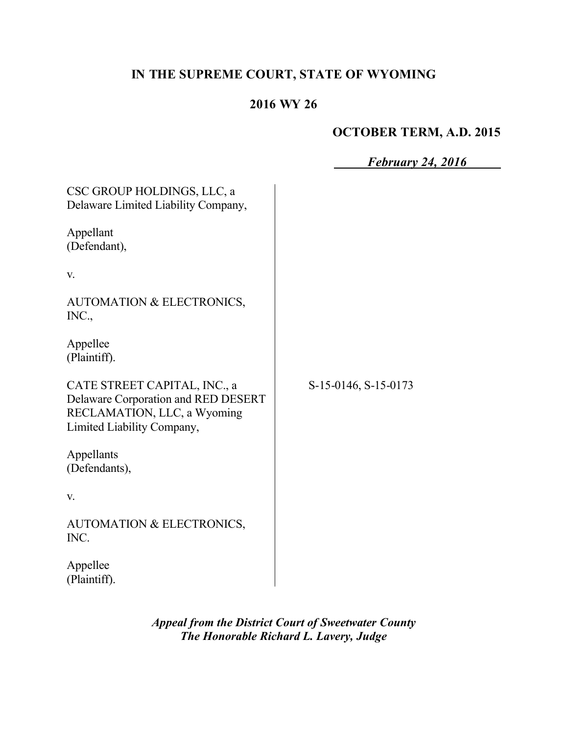**IN THE SUPREME COURT, STATE OF WYOMING**

**2016 WY 26**

**OCTOBER TERM, A.D. 2015**

***February 24, 2016***

CSC GROUP HOLDINGS, LLC, a Delaware Limited Liability Company,

Appellant
(Defendant),

v.

AUTOMATION & ELECTRONICS, INC.,

Appellee
(Plaintiff).

CATE STREET CAPITAL, INC., a Delaware Corporation and RED DESERT RECLAMATION, LLC, a Wyoming Limited Liability Company,

Appellants
(Defendants),

v.

AUTOMATION & ELECTRONICS, INC.

Appellee
(Plaintiff).

S-15-0146, S-15-0173

***Appeal from the District Court of Sweetwater County***
***The Honorable Richard L. Lavery, Judge***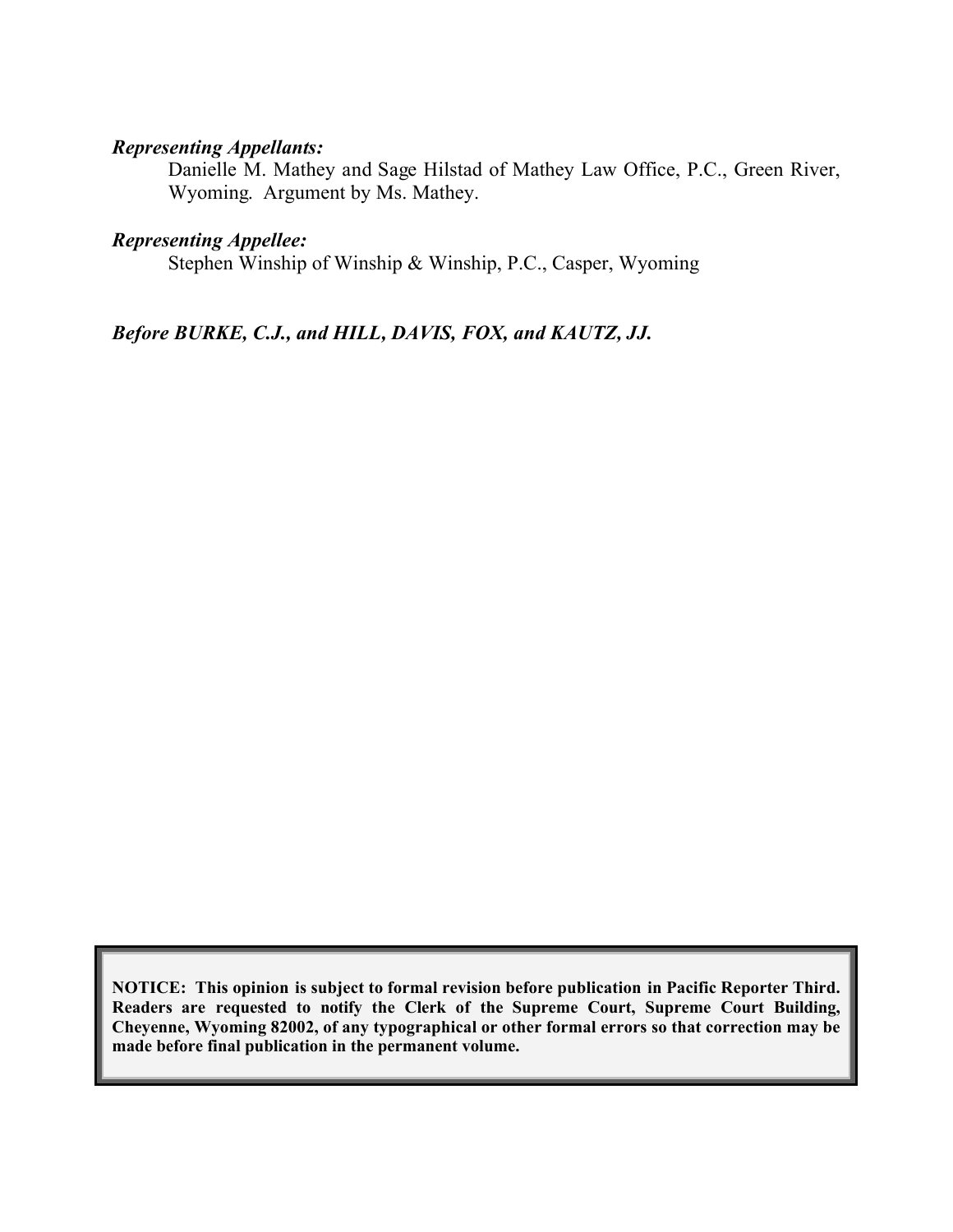***Representing Appellants:***

Danielle M. Mathey and Sage Hilstad of Mathey Law Office, P.C., Green River, Wyoming. Argument by Ms. Mathey.

***Representing Appellee:***

Stephen Winship of Winship & Winship, P.C., Casper, Wyoming

***Before BURKE, C.J., and HILL, DAVIS, FOX, and KAUTZ, JJ.***

**NOTICE: This opinion is subject to formal revision before publication in Pacific Reporter Third. Readers are requested to notify the Clerk of the Supreme Court, Supreme Court Building, Cheyenne, Wyoming 82002, of any typographical or other formal errors so that correction may be made before final publication in the permanent volume.**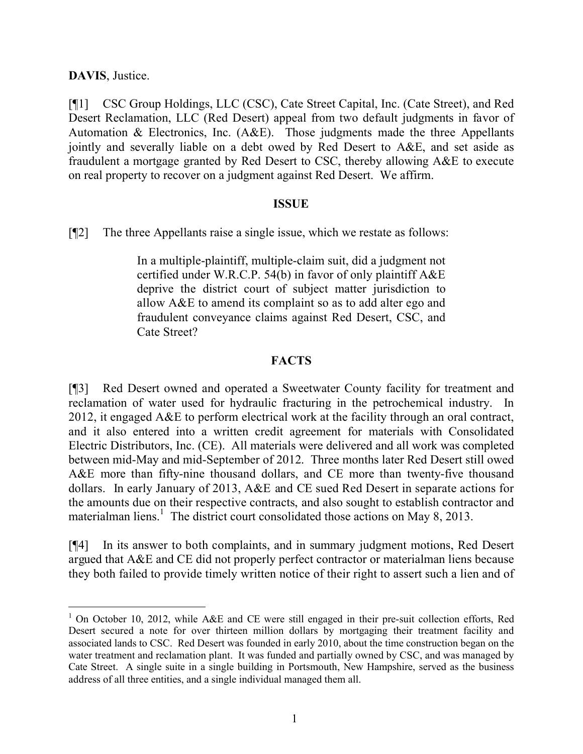**DAVIS**, Justice.

[¶1] CSC Group Holdings, LLC (CSC), Cate Street Capital, Inc. (Cate Street), and Red Desert Reclamation, LLC (Red Desert) appeal from two default judgments in favor of Automation & Electronics, Inc. (A&E). Those judgments made the three Appellants jointly and severally liable on a debt owed by Red Desert to A&E, and set aside as fraudulent a mortgage granted by Red Desert to CSC, thereby allowing A&E to execute on real property to recover on a judgment against Red Desert. We affirm.

## ISSUE

[¶2] The three Appellants raise a single issue, which we restate as follows:

> In a multiple-plaintiff, multiple-claim suit, did a judgment not certified under W.R.C.P. 54(b) in favor of only plaintiff A&E deprive the district court of subject matter jurisdiction to allow A&E to amend its complaint so as to add alter ego and fraudulent conveyance claims against Red Desert, CSC, and Cate Street?

## FACTS

[¶3] Red Desert owned and operated a Sweetwater County facility for treatment and reclamation of water used for hydraulic fracturing in the petrochemical industry. In 2012, it engaged A&E to perform electrical work at the facility through an oral contract, and it also entered into a written credit agreement for materials with Consolidated Electric Distributors, Inc. (CE). All materials were delivered and all work was completed between mid-May and mid-September of 2012. Three months later Red Desert still owed A&E more than fifty-nine thousand dollars, and CE more than twenty-five thousand dollars. In early January of 2013, A&E and CE sued Red Desert in separate actions for the amounts due on their respective contracts, and also sought to establish contractor and materialman liens.[1] The district court consolidated those actions on May 8, 2013.

[¶4] In its answer to both complaints, and in summary judgment motions, Red Desert argued that A&E and CE did not properly perfect contractor or materialman liens because they both failed to provide timely written notice of their right to assert such a lien and of

---

[1] On October 10, 2012, while A&E and CE were still engaged in their pre-suit collection efforts, Red Desert secured a note for over thirteen million dollars by mortgaging their treatment facility and associated lands to CSC. Red Desert was founded in early 2010, about the time construction began on the water treatment and reclamation plant. It was funded and partially owned by CSC, and was managed by Cate Street. A single suite in a single building in Portsmouth, New Hampshire, served as the business address of all three entities, and a single individual managed them all.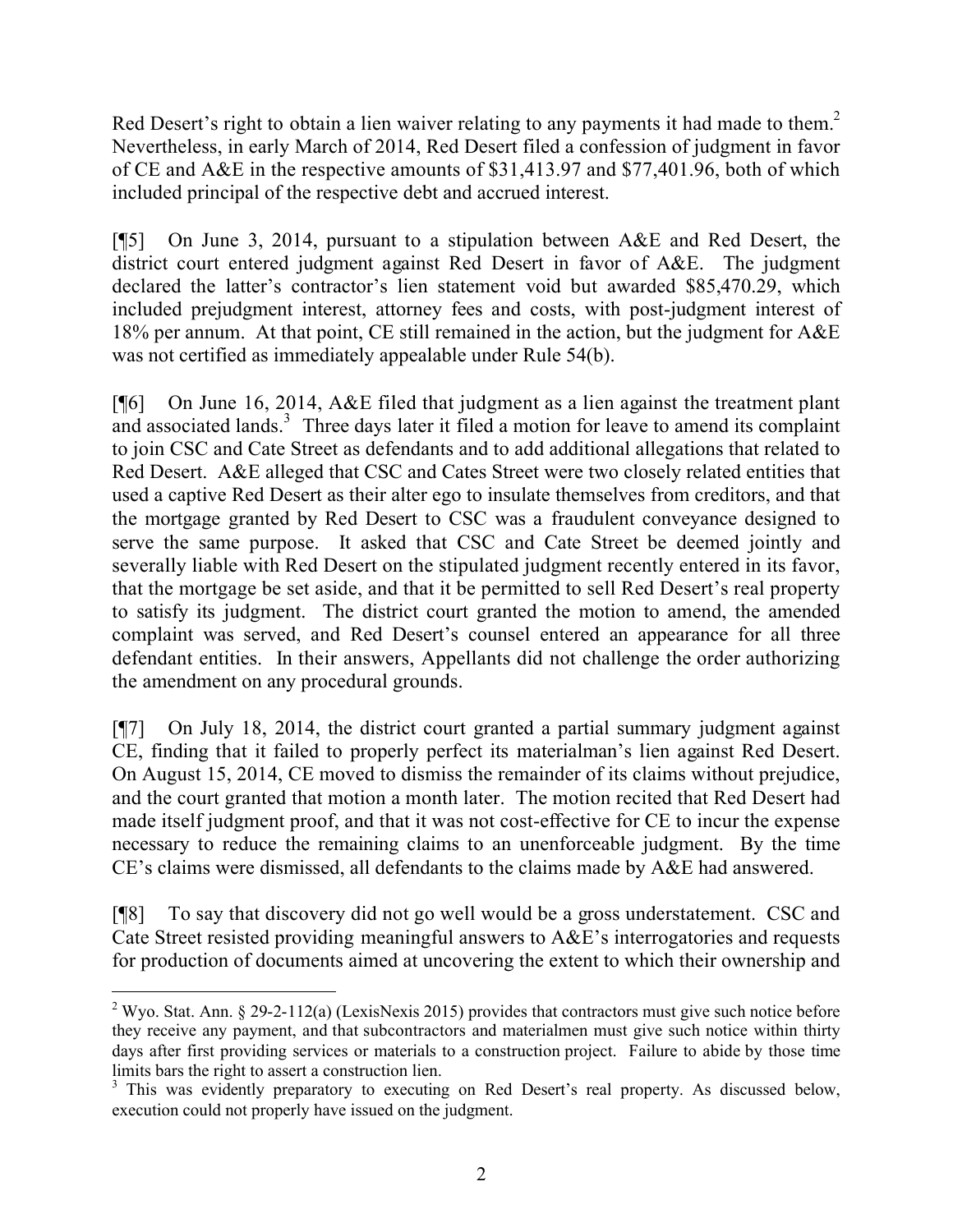Red Desert's right to obtain a lien waiver relating to any payments it had made to them.[2] Nevertheless, in early March of 2014, Red Desert filed a confession of judgment in favor of CE and A&E in the respective amounts of $31,413.97 and $77,401.96, both of which included principal of the respective debt and accrued interest.

[¶5] On June 3, 2014, pursuant to a stipulation between A&E and Red Desert, the district court entered judgment against Red Desert in favor of A&E. The judgment declared the latter's contractor's lien statement void but awarded $85,470.29, which included prejudgment interest, attorney fees and costs, with post-judgment interest of 18% per annum. At that point, CE still remained in the action, but the judgment for A&E was not certified as immediately appealable under Rule 54(b).

[¶6] On June 16, 2014, A&E filed that judgment as a lien against the treatment plant and associated lands.[3] Three days later it filed a motion for leave to amend its complaint to join CSC and Cate Street as defendants and to add additional allegations that related to Red Desert. A&E alleged that CSC and Cates Street were two closely related entities that used a captive Red Desert as their alter ego to insulate themselves from creditors, and that the mortgage granted by Red Desert to CSC was a fraudulent conveyance designed to serve the same purpose. It asked that CSC and Cate Street be deemed jointly and severally liable with Red Desert on the stipulated judgment recently entered in its favor, that the mortgage be set aside, and that it be permitted to sell Red Desert's real property to satisfy its judgment. The district court granted the motion to amend, the amended complaint was served, and Red Desert's counsel entered an appearance for all three defendant entities. In their answers, Appellants did not challenge the order authorizing the amendment on any procedural grounds.

[¶7] On July 18, 2014, the district court granted a partial summary judgment against CE, finding that it failed to properly perfect its materialman's lien against Red Desert. On August 15, 2014, CE moved to dismiss the remainder of its claims without prejudice, and the court granted that motion a month later. The motion recited that Red Desert had made itself judgment proof, and that it was not cost-effective for CE to incur the expense necessary to reduce the remaining claims to an unenforceable judgment. By the time CE's claims were dismissed, all defendants to the claims made by A&E had answered.

[¶8] To say that discovery did not go well would be a gross understatement. CSC and Cate Street resisted providing meaningful answers to A&E's interrogatories and requests for production of documents aimed at uncovering the extent to which their ownership and

---

[2] Wyo. Stat. Ann. § 29-2-112(a) (LexisNexis 2015) provides that contractors must give such notice before they receive any payment, and that subcontractors and materialmen must give such notice within thirty days after first providing services or materials to a construction project. Failure to abide by those time limits bars the right to assert a construction lien.

[3] This was evidently preparatory to executing on Red Desert's real property. As discussed below, execution could not properly have issued on the judgment.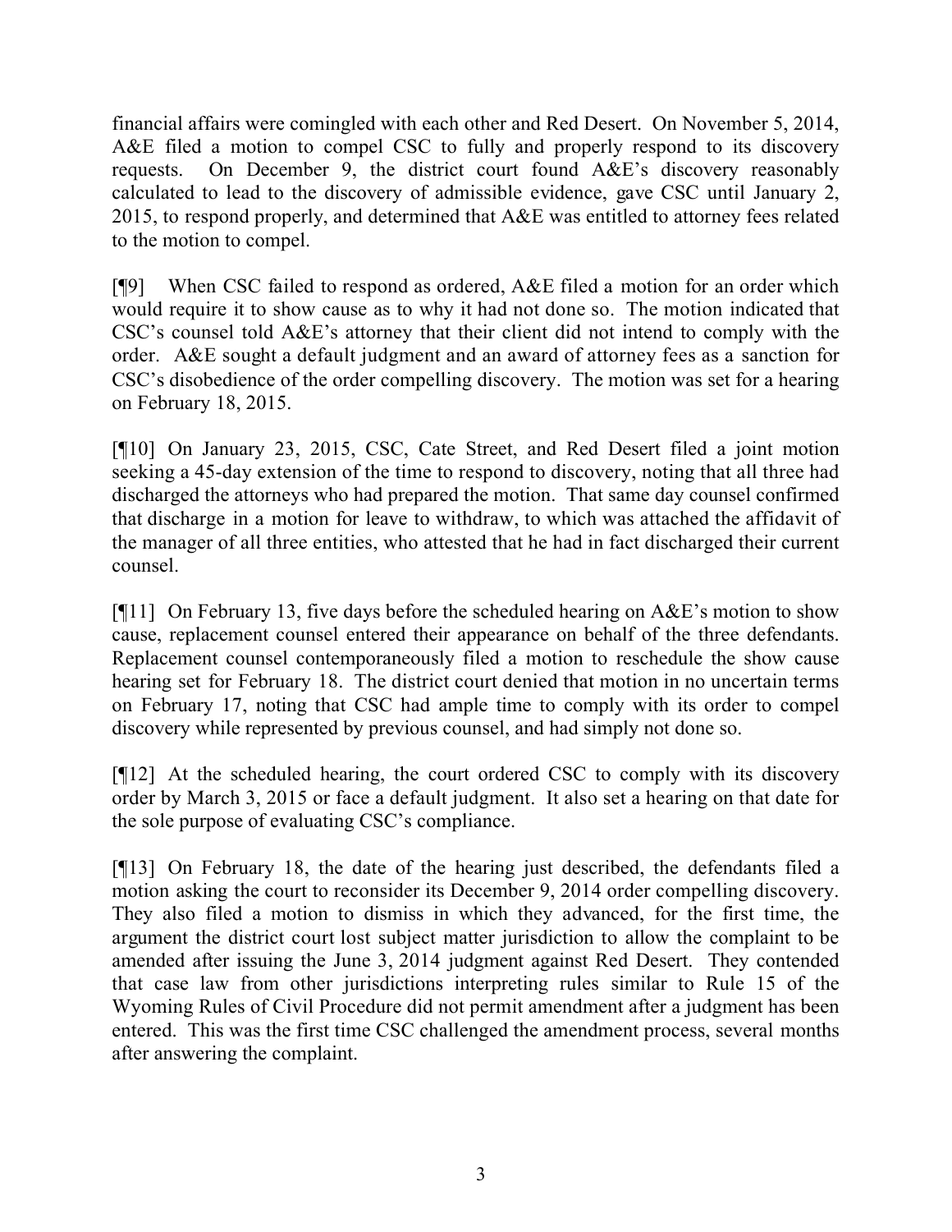financial affairs were comingled with each other and Red Desert. On November 5, 2014, A&E filed a motion to compel CSC to fully and properly respond to its discovery requests. On December 9, the district court found A&E's discovery reasonably calculated to lead to the discovery of admissible evidence, gave CSC until January 2, 2015, to respond properly, and determined that A&E was entitled to attorney fees related to the motion to compel.

[¶9] When CSC failed to respond as ordered, A&E filed a motion for an order which would require it to show cause as to why it had not done so. The motion indicated that CSC's counsel told A&E's attorney that their client did not intend to comply with the order. A&E sought a default judgment and an award of attorney fees as a sanction for CSC's disobedience of the order compelling discovery. The motion was set for a hearing on February 18, 2015.

[¶10] On January 23, 2015, CSC, Cate Street, and Red Desert filed a joint motion seeking a 45-day extension of the time to respond to discovery, noting that all three had discharged the attorneys who had prepared the motion. That same day counsel confirmed that discharge in a motion for leave to withdraw, to which was attached the affidavit of the manager of all three entities, who attested that he had in fact discharged their current counsel.

[¶11] On February 13, five days before the scheduled hearing on A&E's motion to show cause, replacement counsel entered their appearance on behalf of the three defendants. Replacement counsel contemporaneously filed a motion to reschedule the show cause hearing set for February 18. The district court denied that motion in no uncertain terms on February 17, noting that CSC had ample time to comply with its order to compel discovery while represented by previous counsel, and had simply not done so.

[¶12] At the scheduled hearing, the court ordered CSC to comply with its discovery order by March 3, 2015 or face a default judgment. It also set a hearing on that date for the sole purpose of evaluating CSC's compliance.

[¶13] On February 18, the date of the hearing just described, the defendants filed a motion asking the court to reconsider its December 9, 2014 order compelling discovery. They also filed a motion to dismiss in which they advanced, for the first time, the argument the district court lost subject matter jurisdiction to allow the complaint to be amended after issuing the June 3, 2014 judgment against Red Desert. They contended that case law from other jurisdictions interpreting rules similar to Rule 15 of the Wyoming Rules of Civil Procedure did not permit amendment after a judgment has been entered. This was the first time CSC challenged the amendment process, several months after answering the complaint.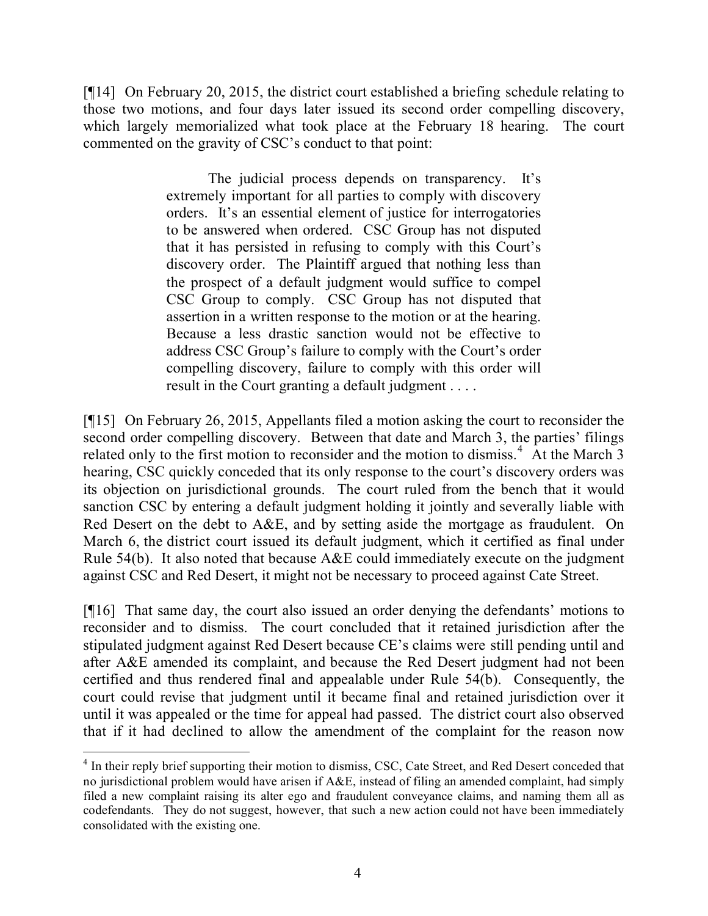[¶14] On February 20, 2015, the district court established a briefing schedule relating to those two motions, and four days later issued its second order compelling discovery, which largely memorialized what took place at the February 18 hearing. The court commented on the gravity of CSC's conduct to that point:

> The judicial process depends on transparency. It's extremely important for all parties to comply with discovery orders. It's an essential element of justice for interrogatories to be answered when ordered. CSC Group has not disputed that it has persisted in refusing to comply with this Court's discovery order. The Plaintiff argued that nothing less than the prospect of a default judgment would suffice to compel CSC Group to comply. CSC Group has not disputed that assertion in a written response to the motion or at the hearing. Because a less drastic sanction would not be effective to address CSC Group's failure to comply with the Court's order compelling discovery, failure to comply with this order will result in the Court granting a default judgment . . . .

[¶15] On February 26, 2015, Appellants filed a motion asking the court to reconsider the second order compelling discovery. Between that date and March 3, the parties' filings related only to the first motion to reconsider and the motion to dismiss.[4] At the March 3 hearing, CSC quickly conceded that its only response to the court's discovery orders was its objection on jurisdictional grounds. The court ruled from the bench that it would sanction CSC by entering a default judgment holding it jointly and severally liable with Red Desert on the debt to A&E, and by setting aside the mortgage as fraudulent. On March 6, the district court issued its default judgment, which it certified as final under Rule 54(b). It also noted that because A&E could immediately execute on the judgment against CSC and Red Desert, it might not be necessary to proceed against Cate Street.

[¶16] That same day, the court also issued an order denying the defendants' motions to reconsider and to dismiss. The court concluded that it retained jurisdiction after the stipulated judgment against Red Desert because CE's claims were still pending until and after A&E amended its complaint, and because the Red Desert judgment had not been certified and thus rendered final and appealable under Rule 54(b). Consequently, the court could revise that judgment until it became final and retained jurisdiction over it until it was appealed or the time for appeal had passed. The district court also observed that if it had declined to allow the amendment of the complaint for the reason now

[4] In their reply brief supporting their motion to dismiss, CSC, Cate Street, and Red Desert conceded that no jurisdictional problem would have arisen if A&E, instead of filing an amended complaint, had simply filed a new complaint raising its alter ego and fraudulent conveyance claims, and naming them all as codefendants. They do not suggest, however, that such a new action could not have been immediately consolidated with the existing one.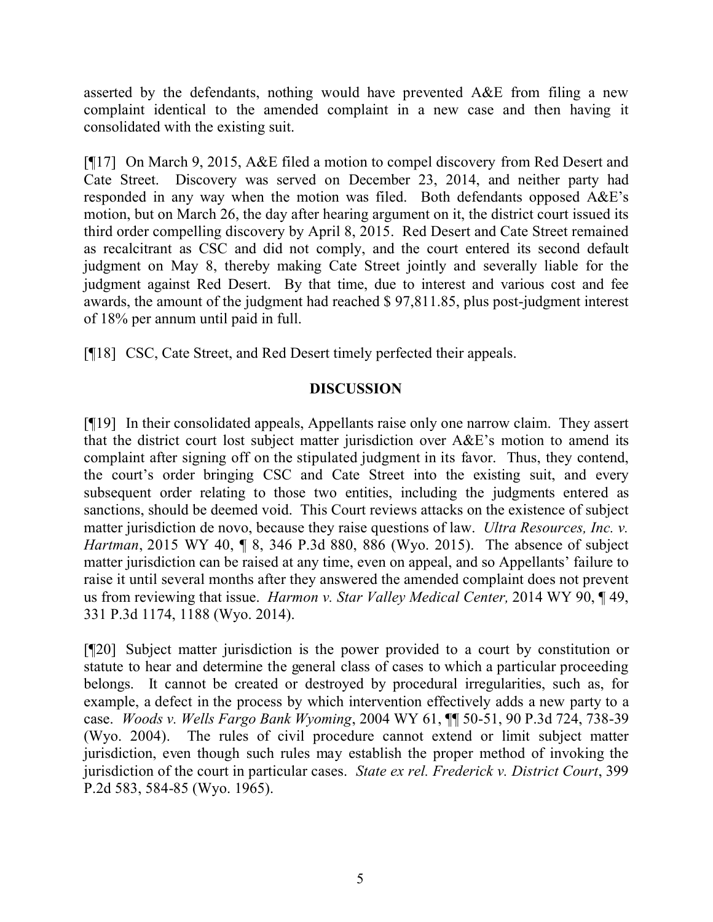asserted by the defendants, nothing would have prevented A&E from filing a new complaint identical to the amended complaint in a new case and then having it consolidated with the existing suit.

[¶17] On March 9, 2015, A&E filed a motion to compel discovery from Red Desert and Cate Street. Discovery was served on December 23, 2014, and neither party had responded in any way when the motion was filed. Both defendants opposed A&E's motion, but on March 26, the day after hearing argument on it, the district court issued its third order compelling discovery by April 8, 2015. Red Desert and Cate Street remained as recalcitrant as CSC and did not comply, and the court entered its second default judgment on May 8, thereby making Cate Street jointly and severally liable for the judgment against Red Desert. By that time, due to interest and various cost and fee awards, the amount of the judgment had reached $ 97,811.85, plus post-judgment interest of 18% per annum until paid in full.

[¶18] CSC, Cate Street, and Red Desert timely perfected their appeals.

## DISCUSSION

[¶19] In their consolidated appeals, Appellants raise only one narrow claim. They assert that the district court lost subject matter jurisdiction over A&E's motion to amend its complaint after signing off on the stipulated judgment in its favor. Thus, they contend, the court's order bringing CSC and Cate Street into the existing suit, and every subsequent order relating to those two entities, including the judgments entered as sanctions, should be deemed void. This Court reviews attacks on the existence of subject matter jurisdiction de novo, because they raise questions of law. *Ultra Resources, Inc. v. Hartman*, 2015 WY 40, ¶ 8, 346 P.3d 880, 886 (Wyo. 2015). The absence of subject matter jurisdiction can be raised at any time, even on appeal, and so Appellants' failure to raise it until several months after they answered the amended complaint does not prevent us from reviewing that issue. *Harmon v. Star Valley Medical Center,* 2014 WY 90, ¶ 49, 331 P.3d 1174, 1188 (Wyo. 2014).

[¶20] Subject matter jurisdiction is the power provided to a court by constitution or statute to hear and determine the general class of cases to which a particular proceeding belongs. It cannot be created or destroyed by procedural irregularities, such as, for example, a defect in the process by which intervention effectively adds a new party to a case. *Woods v. Wells Fargo Bank Wyoming*, 2004 WY 61, ¶¶ 50-51, 90 P.3d 724, 738-39 (Wyo. 2004). The rules of civil procedure cannot extend or limit subject matter jurisdiction, even though such rules may establish the proper method of invoking the jurisdiction of the court in particular cases. *State ex rel. Frederick v. District Court*, 399 P.2d 583, 584-85 (Wyo. 1965).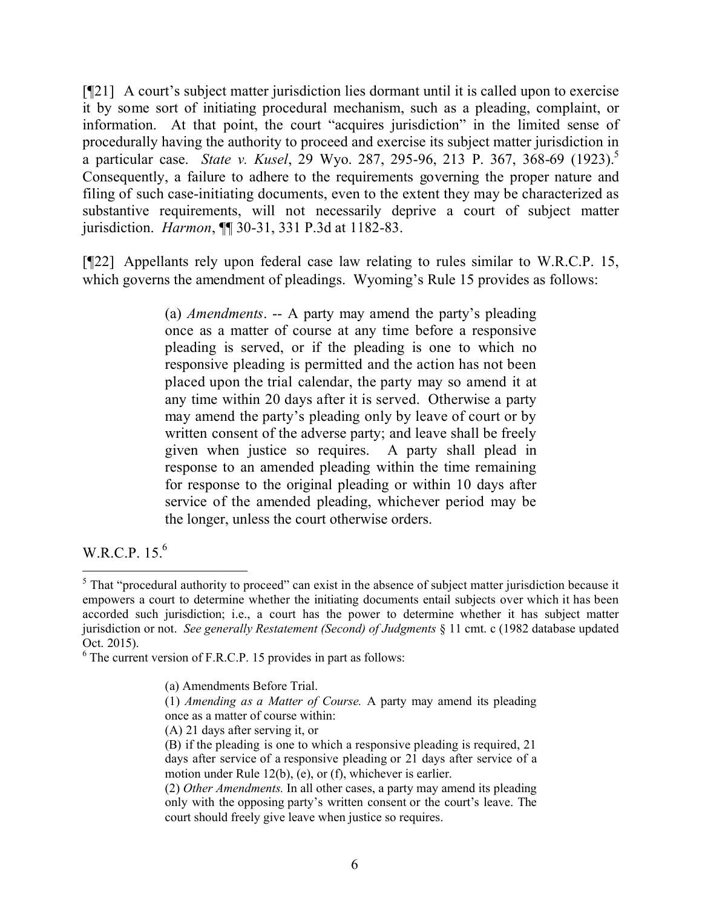[¶21] A court's subject matter jurisdiction lies dormant until it is called upon to exercise it by some sort of initiating procedural mechanism, such as a pleading, complaint, or information. At that point, the court "acquires jurisdiction" in the limited sense of procedurally having the authority to proceed and exercise its subject matter jurisdiction in a particular case. *State v. Kusel*, 29 Wyo. 287, 295-96, 213 P. 367, 368-69 (1923).[5] Consequently, a failure to adhere to the requirements governing the proper nature and filing of such case-initiating documents, even to the extent they may be characterized as substantive requirements, will not necessarily deprive a court of subject matter jurisdiction. *Harmon*, ¶¶ 30-31, 331 P.3d at 1182-83.

[¶22] Appellants rely upon federal case law relating to rules similar to W.R.C.P. 15, which governs the amendment of pleadings. Wyoming's Rule 15 provides as follows:

> (a) *Amendments*. -- A party may amend the party's pleading once as a matter of course at any time before a responsive pleading is served, or if the pleading is one to which no responsive pleading is permitted and the action has not been placed upon the trial calendar, the party may so amend it at any time within 20 days after it is served. Otherwise a party may amend the party's pleading only by leave of court or by written consent of the adverse party; and leave shall be freely given when justice so requires. A party shall plead in response to an amended pleading within the time remaining for response to the original pleading or within 10 days after service of the amended pleading, whichever period may be the longer, unless the court otherwise orders.

W.R.C.P. 15.[6]

---

[5] That "procedural authority to proceed" can exist in the absence of subject matter jurisdiction because it empowers a court to determine whether the initiating documents entail subjects over which it has been accorded such jurisdiction; i.e., a court has the power to determine whether it has subject matter jurisdiction or not. *See generally Restatement (Second) of Judgments* § 11 cmt. c (1982 database updated Oct. 2015).

[6] The current version of F.R.C.P. 15 provides in part as follows:

> (a) Amendments Before Trial.
> (1) *Amending as a Matter of Course.* A party may amend its pleading once as a matter of course within:
> (A) 21 days after serving it, or
> (B) if the pleading is one to which a responsive pleading is required, 21 days after service of a responsive pleading or 21 days after service of a motion under Rule 12(b), (e), or (f), whichever is earlier.
> (2) *Other Amendments.* In all other cases, a party may amend its pleading only with the opposing party's written consent or the court's leave. The court should freely give leave when justice so requires.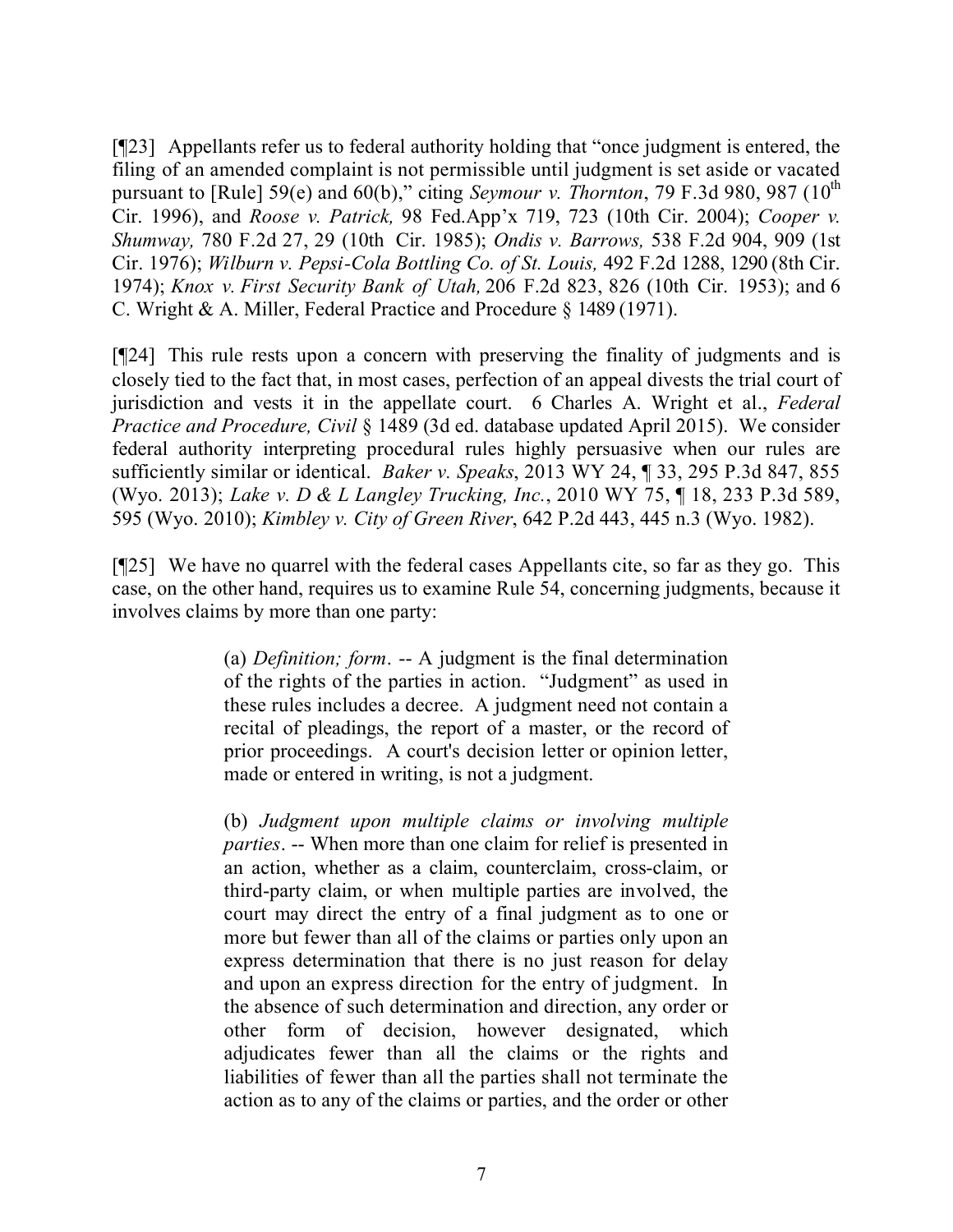[¶23] Appellants refer us to federal authority holding that "once judgment is entered, the filing of an amended complaint is not permissible until judgment is set aside or vacated pursuant to [Rule] 59(e) and 60(b)," citing *Seymour v. Thornton*, 79 F.3d 980, 987 (10th Cir. 1996), and *Roose v. Patrick,* 98 Fed.App'x 719, 723 (10th Cir. 2004); *Cooper v. Shumway,* 780 F.2d 27, 29 (10th Cir. 1985); *Ondis v. Barrows,* 538 F.2d 904, 909 (1st Cir. 1976); *Wilburn v. Pepsi-Cola Bottling Co. of St. Louis,* 492 F.2d 1288, 1290 (8th Cir. 1974); *Knox v. First Security Bank of Utah,* 206 F.2d 823, 826 (10th Cir. 1953); and 6 C. Wright & A. Miller, Federal Practice and Procedure § 1489 (1971).

[¶24] This rule rests upon a concern with preserving the finality of judgments and is closely tied to the fact that, in most cases, perfection of an appeal divests the trial court of jurisdiction and vests it in the appellate court. 6 Charles A. Wright et al., *Federal Practice and Procedure, Civil* § 1489 (3d ed. database updated April 2015). We consider federal authority interpreting procedural rules highly persuasive when our rules are sufficiently similar or identical. *Baker v. Speaks*, 2013 WY 24, ¶ 33, 295 P.3d 847, 855 (Wyo. 2013); *Lake v. D & L Langley Trucking, Inc.*, 2010 WY 75, ¶ 18, 233 P.3d 589, 595 (Wyo. 2010); *Kimbley v. City of Green River*, 642 P.2d 443, 445 n.3 (Wyo. 1982).

[¶25] We have no quarrel with the federal cases Appellants cite, so far as they go. This case, on the other hand, requires us to examine Rule 54, concerning judgments, because it involves claims by more than one party:

> (a) *Definition; form*. -- A judgment is the final determination of the rights of the parties in action. "Judgment" as used in these rules includes a decree. A judgment need not contain a recital of pleadings, the report of a master, or the record of prior proceedings. A court's decision letter or opinion letter, made or entered in writing, is not a judgment.
>
> (b) *Judgment upon multiple claims or involving multiple parties*. -- When more than one claim for relief is presented in an action, whether as a claim, counterclaim, cross-claim, or third-party claim, or when multiple parties are involved, the court may direct the entry of a final judgment as to one or more but fewer than all of the claims or parties only upon an express determination that there is no just reason for delay and upon an express direction for the entry of judgment. In the absence of such determination and direction, any order or other form of decision, however designated, which adjudicates fewer than all the claims or the rights and liabilities of fewer than all the parties shall not terminate the action as to any of the claims or parties, and the order or other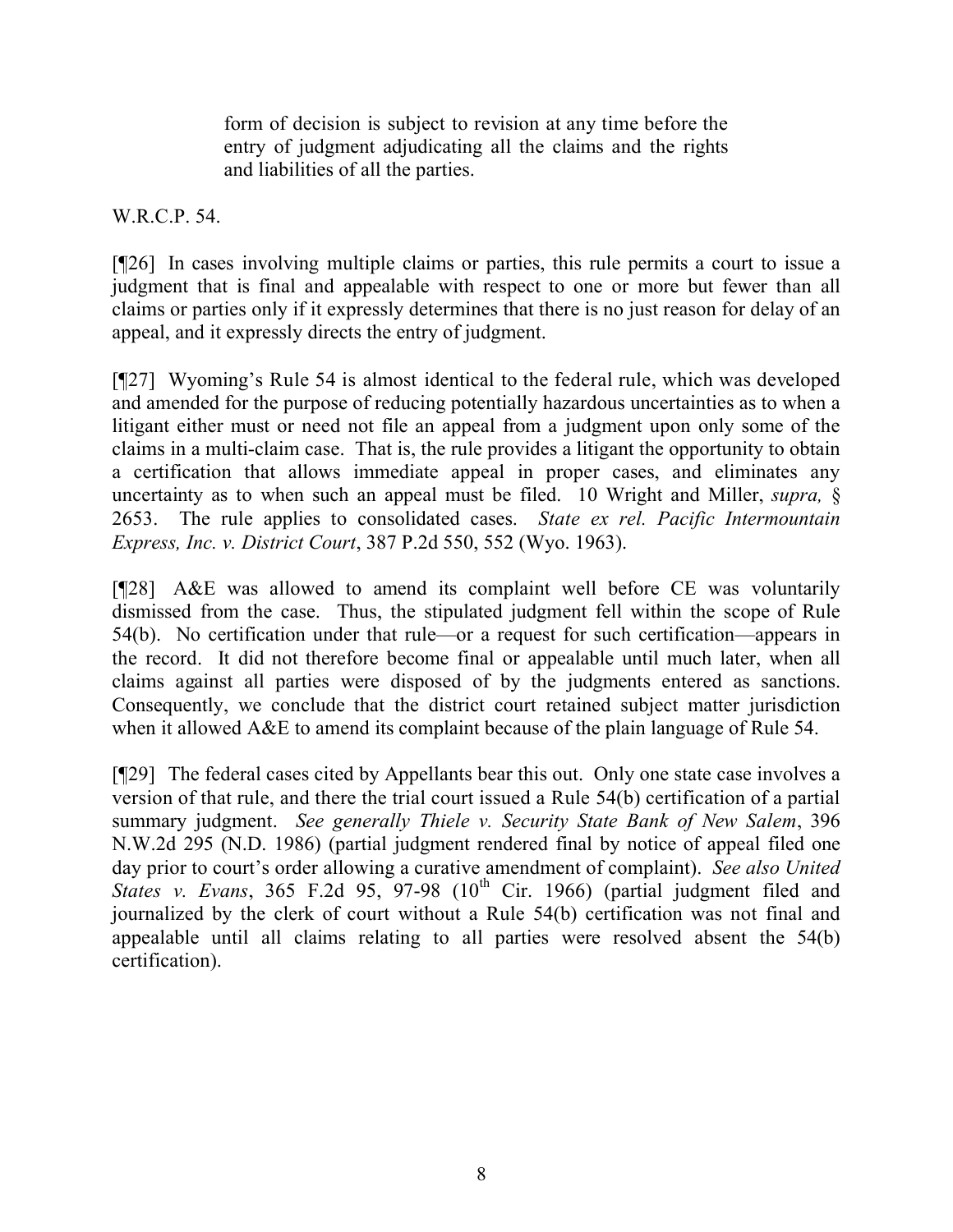> form of decision is subject to revision at any time before the entry of judgment adjudicating all the claims and the rights and liabilities of all the parties.

W.R.C.P. 54.

[¶26] In cases involving multiple claims or parties, this rule permits a court to issue a judgment that is final and appealable with respect to one or more but fewer than all claims or parties only if it expressly determines that there is no just reason for delay of an appeal, and it expressly directs the entry of judgment.

[¶27] Wyoming's Rule 54 is almost identical to the federal rule, which was developed and amended for the purpose of reducing potentially hazardous uncertainties as to when a litigant either must or need not file an appeal from a judgment upon only some of the claims in a multi-claim case. That is, the rule provides a litigant the opportunity to obtain a certification that allows immediate appeal in proper cases, and eliminates any uncertainty as to when such an appeal must be filed. 10 Wright and Miller, *supra,* § 2653. The rule applies to consolidated cases. *State ex rel. Pacific Intermountain Express, Inc. v. District Court*, 387 P.2d 550, 552 (Wyo. 1963).

[¶28] A&E was allowed to amend its complaint well before CE was voluntarily dismissed from the case. Thus, the stipulated judgment fell within the scope of Rule 54(b). No certification under that rule—or a request for such certification—appears in the record. It did not therefore become final or appealable until much later, when all claims against all parties were disposed of by the judgments entered as sanctions. Consequently, we conclude that the district court retained subject matter jurisdiction when it allowed A&E to amend its complaint because of the plain language of Rule 54.

[¶29] The federal cases cited by Appellants bear this out. Only one state case involves a version of that rule, and there the trial court issued a Rule 54(b) certification of a partial summary judgment. *See generally Thiele v. Security State Bank of New Salem*, 396 N.W.2d 295 (N.D. 1986) (partial judgment rendered final by notice of appeal filed one day prior to court's order allowing a curative amendment of complaint). *See also United States v. Evans*, 365 F.2d 95, 97-98 (10th Cir. 1966) (partial judgment filed and journalized by the clerk of court without a Rule 54(b) certification was not final and appealable until all claims relating to all parties were resolved absent the 54(b) certification).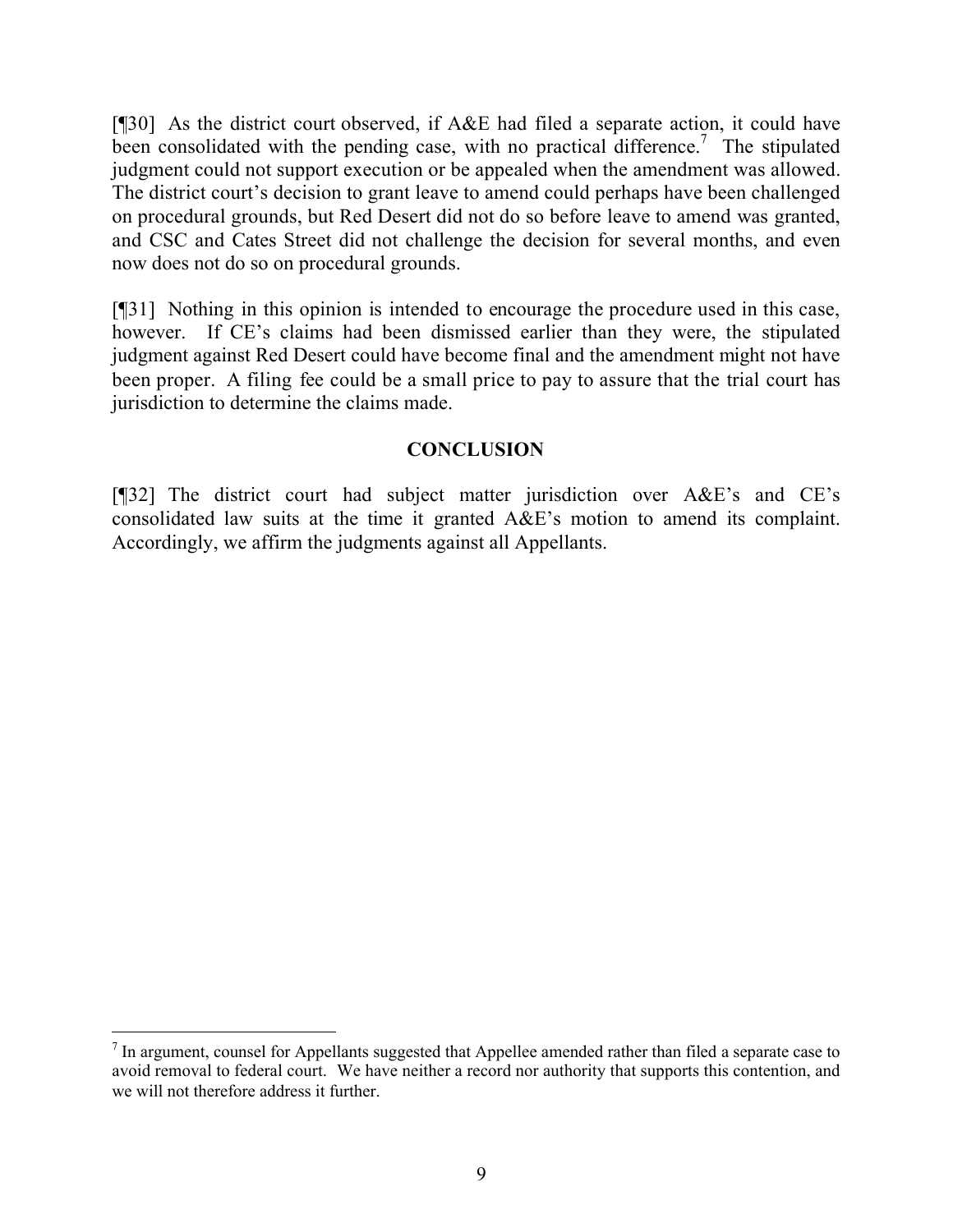[¶30] As the district court observed, if A&E had filed a separate action, it could have been consolidated with the pending case, with no practical difference.[7] The stipulated judgment could not support execution or be appealed when the amendment was allowed. The district court's decision to grant leave to amend could perhaps have been challenged on procedural grounds, but Red Desert did not do so before leave to amend was granted, and CSC and Cates Street did not challenge the decision for several months, and even now does not do so on procedural grounds.

[¶31] Nothing in this opinion is intended to encourage the procedure used in this case, however. If CE's claims had been dismissed earlier than they were, the stipulated judgment against Red Desert could have become final and the amendment might not have been proper. A filing fee could be a small price to pay to assure that the trial court has jurisdiction to determine the claims made.

## CONCLUSION

[¶32] The district court had subject matter jurisdiction over A&E's and CE's consolidated law suits at the time it granted A&E's motion to amend its complaint. Accordingly, we affirm the judgments against all Appellants.

---

[7] In argument, counsel for Appellants suggested that Appellee amended rather than filed a separate case to avoid removal to federal court. We have neither a record nor authority that supports this contention, and we will not therefore address it further.